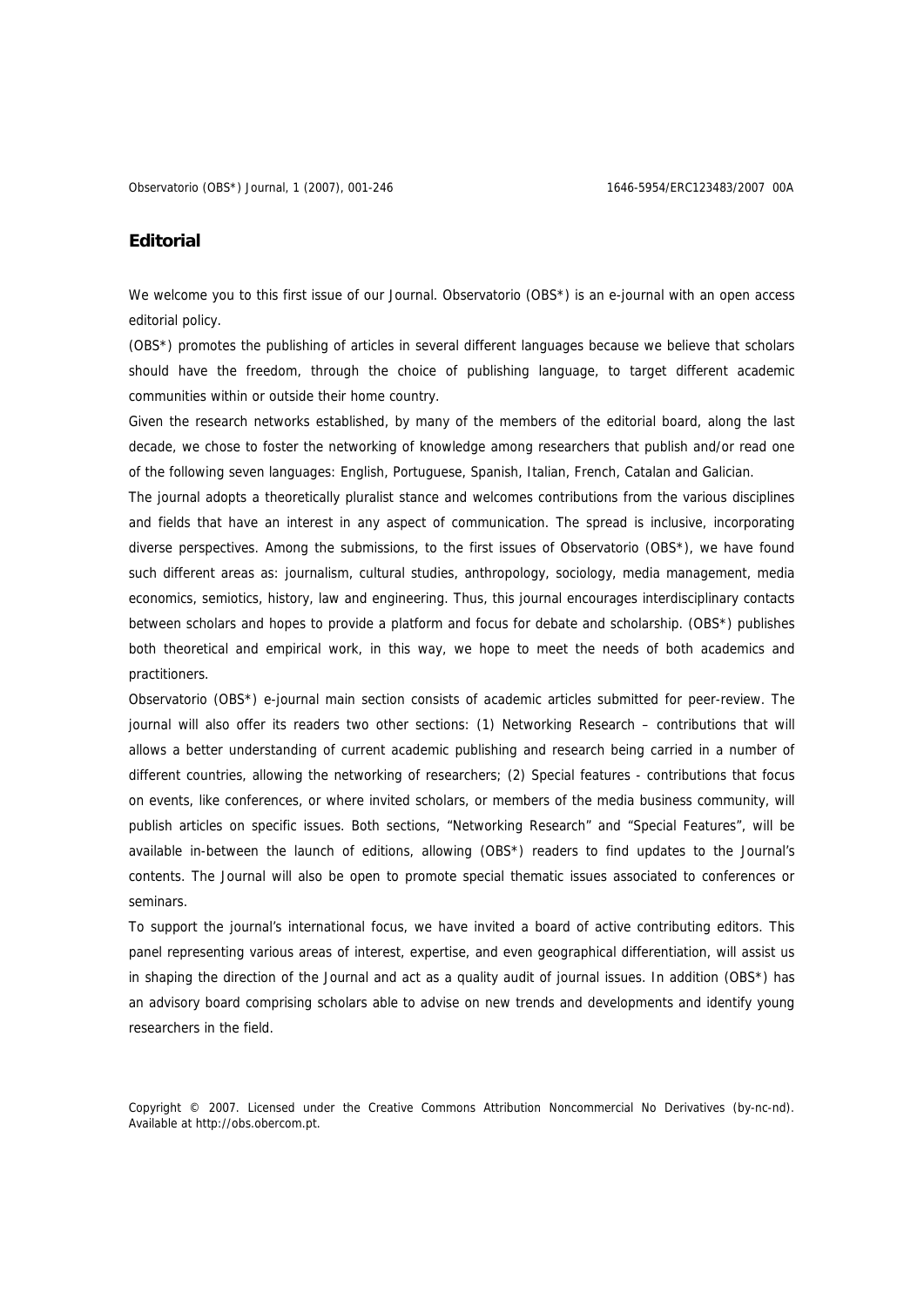## Editorial

We welcome you to this first issue of our Journal. Observatorio (OBS*) is an e-journal with an open access editorial policy.

(OBS*) promotes the publishing of articles in several different languages because we believe that scholars should have the freedom, through the choice of publishing language, to target different academic communities within or outside their home country.

Given the research networks established, by many of the members of the editorial board, along the last decade, we chose to foster the networking of knowledge among researchers that publish and/or read one of the following seven languages: English, Portuguese, Spanish, Italian, French, Catalan and Galician.

The journal adopts a theoretically pluralist stance and welcomes contributions from the various disciplines and fields that have an interest in any aspect of communication. The spread is inclusive, incorporating diverse perspectives. Among the submissions, to the first issues of Observatorio (OBS*), we have found such different areas as: journalism, cultural studies, anthropology, sociology, media management, media economics, semiotics, history, law and engineering. Thus, this journal encourages interdisciplinary contacts between scholars and hopes to provide a platform and focus for debate and scholarship. (OBS*) publishes both theoretical and empirical work, in this way, we hope to meet the needs of both academics and practitioners.

Observatorio (OBS*) e-journal main section consists of academic articles submitted for peer-review. The journal will also offer its readers two other sections: (1) Networking Research – contributions that will allows a better understanding of current academic publishing and research being carried in a number of different countries, allowing the networking of researchers; (2) Special features - contributions that focus on events, like conferences, or where invited scholars, or members of the media business community, will publish articles on specific issues. Both sections, "Networking Research" and "Special Features", will be available in-between the launch of editions, allowing (OBS*) readers to find updates to the Journal's contents. The Journal will also be open to promote special thematic issues associated to conferences or seminars.

To support the journal's international focus, we have invited a board of active contributing editors. This panel representing various areas of interest, expertise, and even geographical differentiation, will assist us in shaping the direction of the Journal and act as a quality audit of journal issues. In addition (OBS*) has an advisory board comprising scholars able to advise on new trends and developments and identify young researchers in the field.

Copyright © 2007. Licensed under the Creative Commons Attribution Noncommercial No Derivatives (by-nc-nd). Available at http://obs.obercom.pt.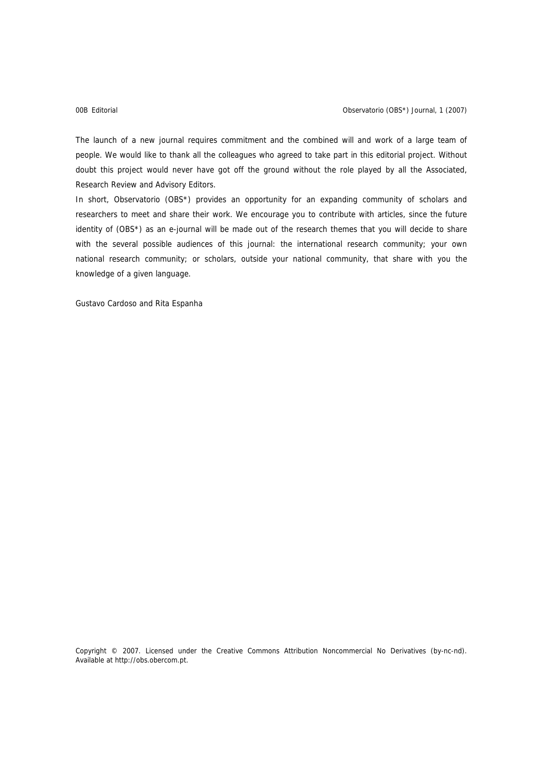The launch of a new journal requires commitment and the combined will and work of a large team of people. We would like to thank all the colleagues who agreed to take part in this editorial project. Without doubt this project would never have got off the ground without the role played by all the Associated, Research Review and Advisory Editors.

In short, Observatorio (OBS*) provides an opportunity for an expanding community of scholars and researchers to meet and share their work. We encourage you to contribute with articles, since the future identity of (OBS*) as an e-journal will be made out of the research themes that you will decide to share with the several possible audiences of this journal: the international research community; your own national research community; or scholars, outside your national community, that share with you the knowledge of a given language.

Gustavo Cardoso and Rita Espanha

Copyright © 2007. Licensed under the Creative Commons Attribution Noncommercial No Derivatives (by-nc-nd). Available at http://obs.obercom.pt.